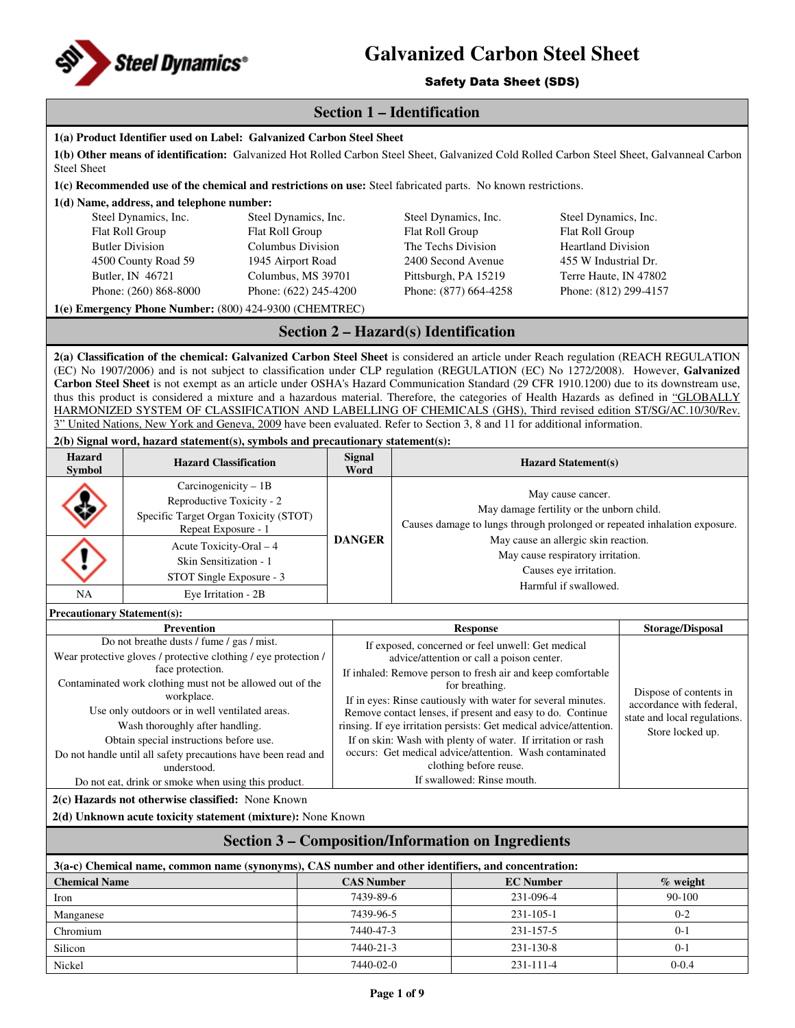# Galvanized Carbon Steel Sheet

**Safety Data Sheet (SDS)**

## Section 1 – Identification

**1(a) Product Identifier used on Label: Galvanized Carbon Steel Sheet**

**1(b) Other means of identification:** Galvanized Hot Rolled Carbon Steel Sheet, Galvanized Cold Rolled Carbon Steel Sheet, Galvanneal Carbon Steel Sheet

**1(c) Recommended use of the chemical and restrictions on use:** Steel fabricated parts. No known restrictions.

**1(d) Name, address, and telephone number:**

| | | | |
|---|---|---|---|
| Steel Dynamics, Inc. | Steel Dynamics, Inc. | Steel Dynamics, Inc. | Steel Dynamics, Inc. |
| Flat Roll Group | Flat Roll Group | Flat Roll Group | Flat Roll Group |
| Butler Division | Columbus Division | The Techs Division | Heartland Division |
| 4500 County Road 59 | 1945 Airport Road | 2400 Second Avenue | 455 W Industrial Dr. |
| Butler, IN 46721 | Columbus, MS 39701 | Pittsburgh, PA 15219 | Terre Haute, IN 47802 |
| Phone: (260) 868-8000 | Phone: (622) 245-4200 | Phone: (877) 664-4258 | Phone: (812) 299-4157 |

**1(e) Emergency Phone Number:** (800) 424-9300 (CHEMTREC)

## Section 2 – Hazard(s) Identification

**2(a) Classification of the chemical: Galvanized Carbon Steel Sheet** is considered an article under Reach regulation (REACH REGULATION (EC) No 1907/2006) and is not subject to classification under CLP regulation (REGULATION (EC) No 1272/2008). However, **Galvanized Carbon Steel Sheet** is not exempt as an article under OSHA's Hazard Communication Standard (29 CFR 1910.1200) due to its downstream use, thus this product is considered a mixture and a hazardous material. Therefore, the categories of Health Hazards as defined in "GLOBALLY HARMONIZED SYSTEM OF CLASSIFICATION AND LABELLING OF CHEMICALS (GHS), Third revised edition ST/SG/AC.10/30/Rev. 3" United Nations, New York and Geneva, 2009 have been evaluated. Refer to Section 3, 8 and 11 for additional information.

**2(b) Signal word, hazard statement(s), symbols and precautionary statement(s):**

| Hazard Symbol | Hazard Classification | Signal Word | Hazard Statement(s) |
|---|---|---|---|
| (Health hazard) | Carcinogenicity – 1B<br>Reproductive Toxicity - 2<br>Specific Target Organ Toxicity (STOT) Repeat Exposure - 1 | DANGER | May cause cancer.<br>May damage fertility or the unborn child.<br>Causes damage to lungs through prolonged or repeated inhalation exposure.<br>May cause an allergic skin reaction.<br>May cause respiratory irritation.<br>Causes eye irritation.<br>Harmful if swallowed. |
| (Exclamation mark) | Acute Toxicity-Oral – 4<br>Skin Sensitization - 1<br>STOT Single Exposure - 3 | | |
| NA | Eye Irritation - 2B | | |

**Precautionary Statement(s):**

| Prevention | Response | Storage/Disposal |
|---|---|---|
| Do not breathe dusts / fume / gas / mist.<br>Wear protective gloves / protective clothing / eye protection / face protection.<br>Contaminated work clothing must not be allowed out of the workplace.<br>Use only outdoors or in well ventilated areas.<br>Wash thoroughly after handling.<br>Obtain special instructions before use.<br>Do not handle until all safety precautions have been read and understood.<br>Do not eat, drink or smoke when using this product. | If exposed, concerned or feel unwell: Get medical advice/attention or call a poison center.<br>If inhaled: Remove person to fresh air and keep comfortable for breathing.<br>If in eyes: Rinse cautiously with water for several minutes. Remove contact lenses, if present and easy to do. Continue rinsing. If eye irritation persists: Get medical advice/attention.<br>If on skin: Wash with plenty of water. If irritation or rash occurs: Get medical advice/attention. Wash contaminated clothing before reuse.<br>If swallowed: Rinse mouth. | Dispose of contents in accordance with federal, state and local regulations.<br>Store locked up. |

**2(c) Hazards not otherwise classified:** None Known

**2(d) Unknown acute toxicity statement (mixture):** None Known

## Section 3 – Composition/Information on Ingredients

**3(a-c) Chemical name, common name (synonyms), CAS number and other identifiers, and concentration:**

| Chemical Name | CAS Number | EC Number | % weight |
|---|---|---|---|
| Iron | 7439-89-6 | 231-096-4 | 90-100 |
| Manganese | 7439-96-5 | 231-105-1 | 0-2 |
| Chromium | 7440-47-3 | 231-157-5 | 0-1 |
| Silicon | 7440-21-3 | 231-130-8 | 0-1 |
| Nickel | 7440-02-0 | 231-111-4 | 0-0.4 |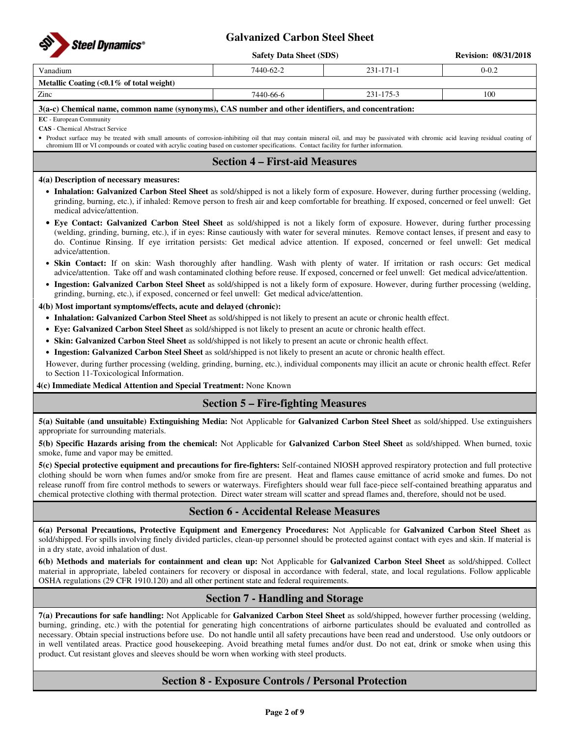| Vanadium | 7440-62-2 | 231-171-1 | 0-0.2 |
| --- | --- | --- | --- |
| **Metallic Coating (<0.1% of total weight)** | | | |
| Zinc | 7440-66-6 | 231-175-3 | 100 |

**3(a-c) Chemical name, common name (synonyms), CAS number and other identifiers, and concentration:**

**EC** - European Community

**CAS** - Chemical Abstract Service

- Product surface may be treated with small amounts of corrosion-inhibiting oil that may contain mineral oil, and may be passivated with chromic acid leaving residual coating of chromium III or VI compounds or coated with acrylic coating based on customer specifications. Contact facility for further information.

## Section 4 – First-aid Measures

**4(a) Description of necessary measures:**

- **Inhalation: Galvanized Carbon Steel Sheet** as sold/shipped is not a likely form of exposure. However, during further processing (welding, grinding, burning, etc.), if inhaled: Remove person to fresh air and keep comfortable for breathing. If exposed, concerned or feel unwell: Get medical advice/attention.
- **Eye Contact: Galvanized Carbon Steel Sheet** as sold/shipped is not a likely form of exposure. However, during further processing (welding, grinding, burning, etc.), if in eyes: Rinse cautiously with water for several minutes. Remove contact lenses, if present and easy to do. Continue Rinsing. If eye irritation persists: Get medical advice attention. If exposed, concerned or feel unwell: Get medical advice/attention.
- **Skin Contact:** If on skin: Wash thoroughly after handling. Wash with plenty of water. If irritation or rash occurs: Get medical advice/attention. Take off and wash contaminated clothing before reuse. If exposed, concerned or feel unwell: Get medical advice/attention.
- **Ingestion: Galvanized Carbon Steel Sheet** as sold/shipped is not a likely form of exposure. However, during further processing (welding, grinding, burning, etc.), if exposed, concerned or feel unwell: Get medical advice/attention.

**4(b) Most important symptoms/effects, acute and delayed (chronic):**

- **Inhalation: Galvanized Carbon Steel Sheet** as sold/shipped is not likely to present an acute or chronic health effect.
- **Eye: Galvanized Carbon Steel Sheet** as sold/shipped is not likely to present an acute or chronic health effect.
- **Skin: Galvanized Carbon Steel Sheet** as sold/shipped is not likely to present an acute or chronic health effect.
- **Ingestion: Galvanized Carbon Steel Sheet** as sold/shipped is not likely to present an acute or chronic health effect.

However, during further processing (welding, grinding, burning, etc.), individual components may illicit an acute or chronic health effect. Refer to Section 11-Toxicological Information.

**4(c) Immediate Medical Attention and Special Treatment:** None Known

## Section 5 – Fire-fighting Measures

**5(a) Suitable (and unsuitable) Extinguishing Media:** Not Applicable for **Galvanized Carbon Steel Sheet** as sold/shipped. Use extinguishers appropriate for surrounding materials.

**5(b) Specific Hazards arising from the chemical:** Not Applicable for **Galvanized Carbon Steel Sheet** as sold/shipped. When burned, toxic smoke, fume and vapor may be emitted.

**5(c) Special protective equipment and precautions for fire-fighters:** Self-contained NIOSH approved respiratory protection and full protective clothing should be worn when fumes and/or smoke from fire are present. Heat and flames cause emittance of acrid smoke and fumes. Do not release runoff from fire control methods to sewers or waterways. Firefighters should wear full face-piece self-contained breathing apparatus and chemical protective clothing with thermal protection. Direct water stream will scatter and spread flames and, therefore, should not be used.

## Section 6 - Accidental Release Measures

**6(a) Personal Precautions, Protective Equipment and Emergency Procedures:** Not Applicable for **Galvanized Carbon Steel Sheet** as sold/shipped. For spills involving finely divided particles, clean-up personnel should be protected against contact with eyes and skin. If material is in a dry state, avoid inhalation of dust.

**6(b) Methods and materials for containment and clean up:** Not Applicable for **Galvanized Carbon Steel Sheet** as sold/shipped. Collect material in appropriate, labeled containers for recovery or disposal in accordance with federal, state, and local regulations. Follow applicable OSHA regulations (29 CFR 1910.120) and all other pertinent state and federal requirements.

## Section 7 - Handling and Storage

**7(a) Precautions for safe handling:** Not Applicable for **Galvanized Carbon Steel Sheet** as sold/shipped, however further processing (welding, burning, grinding, etc.) with the potential for generating high concentrations of airborne particulates should be evaluated and controlled as necessary. Obtain special instructions before use. Do not handle until all safety precautions have been read and understood. Use only outdoors or in well ventilated areas. Practice good housekeeping. Avoid breathing metal fumes and/or dust. Do not eat, drink or smoke when using this product. Cut resistant gloves and sleeves should be worn when working with steel products.

## Section 8 - Exposure Controls / Personal Protection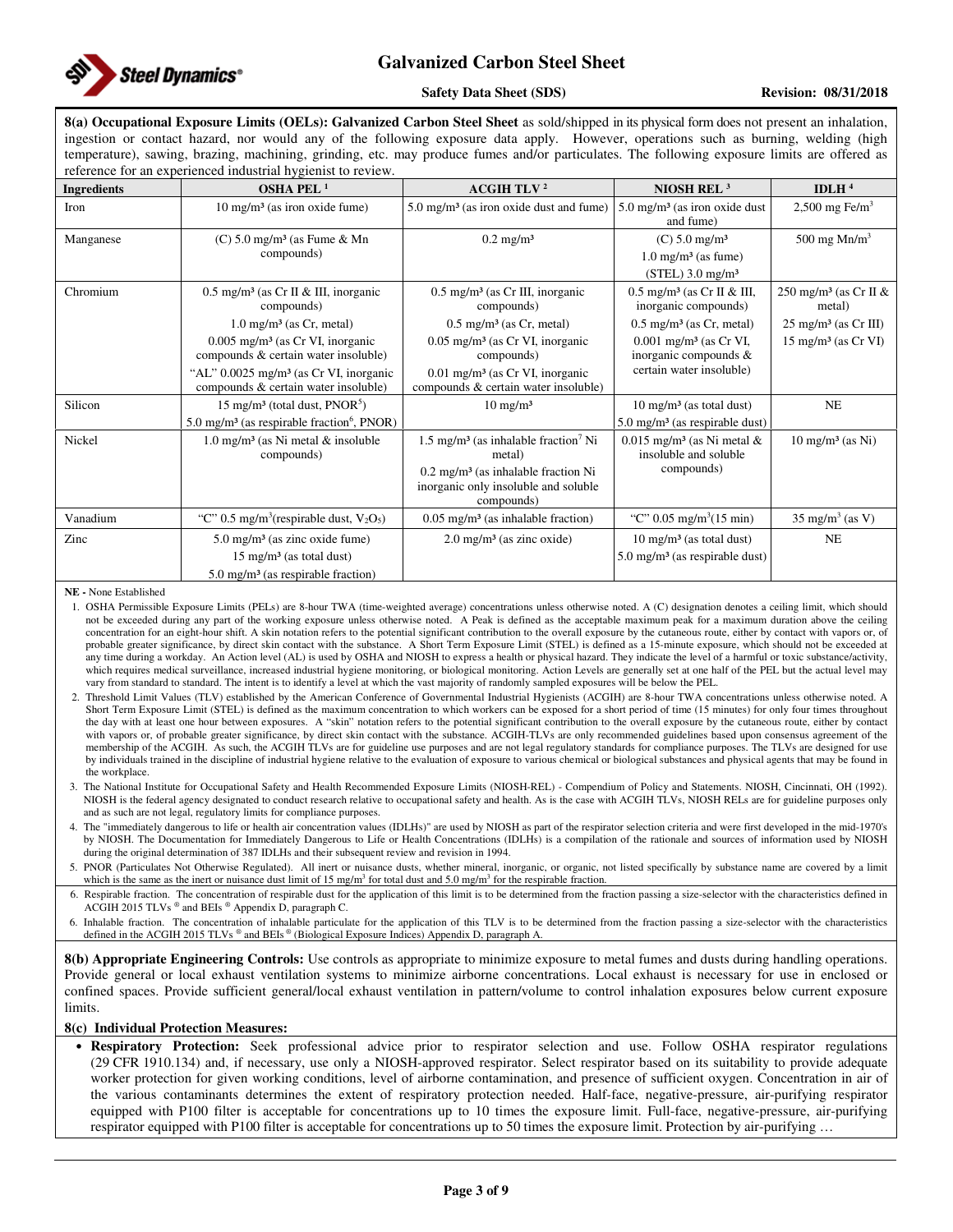**8(a) Occupational Exposure Limits (OELs): Galvanized Carbon Steel Sheet** as sold/shipped in its physical form does not present an inhalation, ingestion or contact hazard, nor would any of the following exposure data apply. However, operations such as burning, welding (high temperature), sawing, brazing, machining, grinding, etc. may produce fumes and/or particulates. The following exposure limits are offered as reference for an experienced industrial hygienist to review.

| Ingredients | OSHA PEL [1] | ACGIH TLV [2] | NIOSH REL [3] | IDLH [4] |
|---|---|---|---|---|
| Iron | 10 mg/m³ (as iron oxide fume) | 5.0 mg/m³ (as iron oxide dust and fume) | 5.0 mg/m³ (as iron oxide dust and fume) | 2,500 mg Fe/m³ |
| Manganese | (C) 5.0 mg/m³ (as Fume & Mn compounds) | 0.2 mg/m³ | (C) 5.0 mg/m³<br>1.0 mg/m³ (as fume)<br>(STEL) 3.0 mg/m³ | 500 mg Mn/m³ |
| Chromium | 0.5 mg/m³ (as Cr II & III, inorganic compounds)<br>1.0 mg/m³ (as Cr, metal)<br>0.005 mg/m³ (as Cr VI, inorganic compounds & certain water insoluble)<br>"AL" 0.0025 mg/m³ (as Cr VI, inorganic compounds & certain water insoluble) | 0.5 mg/m³ (as Cr III, inorganic compounds)<br>0.5 mg/m³ (as Cr, metal)<br>0.05 mg/m³ (as Cr VI, inorganic compounds)<br>0.01 mg/m³ (as Cr VI, inorganic compounds & certain water insoluble) | 0.5 mg/m³ (as Cr II & III, inorganic compounds)<br>0.5 mg/m³ (as Cr, metal)<br>0.001 mg/m³ (as Cr VI, inorganic compounds & certain water insoluble) | 250 mg/m³ (as Cr II & metal)<br>25 mg/m³ (as Cr III)<br>15 mg/m³ (as Cr VI) |
| Silicon | 15 mg/m³ (total dust, PNOR[5])<br>5.0 mg/m³ (as respirable fraction[6], PNOR) | 10 mg/m³ | 10 mg/m³ (as total dust)<br>5.0 mg/m³ (as respirable dust) | NE |
| Nickel | 1.0 mg/m³ (as Ni metal & insoluble compounds) | 1.5 mg/m³ (as inhalable fraction[7] Ni metal)<br>0.2 mg/m³ (as inhalable fraction Ni inorganic only insoluble and soluble compounds) | 0.015 mg/m³ (as Ni metal & insoluble and soluble compounds) | 10 mg/m³ (as Ni) |
| Vanadium | "C" 0.5 mg/m³(respirable dust, $V_2O_5$) | 0.05 mg/m³ (as inhalable fraction) | "C" 0.05 mg/m³(15 min) | 35 mg/m³ (as V) |
| Zinc | 5.0 mg/m³ (as zinc oxide fume)<br>15 mg/m³ (as total dust)<br>5.0 mg/m³ (as respirable fraction) | 2.0 mg/m³ (as zinc oxide) | 10 mg/m³ (as total dust)<br>5.0 mg/m³ (as respirable dust) | NE |

**NE -** None Established

1. OSHA Permissible Exposure Limits (PELs) are 8-hour TWA (time-weighted average) concentrations unless otherwise noted. A (C) designation denotes a ceiling limit, which should not be exceeded during any part of the working exposure unless otherwise noted. A Peak is defined as the acceptable maximum peak for a maximum duration above the ceiling concentration for an eight-hour shift. A skin notation refers to the potential significant contribution to the overall exposure by the cutaneous route, either by contact with vapors or, of probable greater significance, by direct skin contact with the substance. A Short Term Exposure Limit (STEL) is defined as a 15-minute exposure, which should not be exceeded at any time during a workday. An Action level (AL) is used by OSHA and NIOSH to express a health or physical hazard. They indicate the level of a harmful or toxic substance/activity, which requires medical surveillance, increased industrial hygiene monitoring, or biological monitoring. Action Levels are generally set at one half of the PEL but the actual level may vary from standard to standard. The intent is to identify a level at which the vast majority of randomly sampled exposures will be below the PEL.
2. Threshold Limit Values (TLV) established by the American Conference of Governmental Industrial Hygienists (ACGIH) are 8-hour TWA concentrations unless otherwise noted. A Short Term Exposure Limit (STEL) is defined as the maximum concentration to which workers can be exposed for a short period of time (15 minutes) for only four times throughout the day with at least one hour between exposures. A "skin" notation refers to the potential significant contribution to the overall exposure by the cutaneous route, either by contact with vapors or, of probable greater significance, by direct skin contact with the substance. ACGIH-TLVs are only recommended guidelines based upon consensus agreement of the membership of the ACGIH. As such, the ACGIH TLVs are for guideline use purposes and are not legal regulatory standards for compliance purposes. The TLVs are designed for use by individuals trained in the discipline of industrial hygiene relative to the evaluation of exposure to various chemical or biological substances and physical agents that may be found in the workplace.
3. The National Institute for Occupational Safety and Health Recommended Exposure Limits (NIOSH-REL) - Compendium of Policy and Statements. NIOSH, Cincinnati, OH (1992). NIOSH is the federal agency designated to conduct research relative to occupational safety and health. As is the case with ACGIH TLVs, NIOSH RELs are for guideline purposes only and as such are not legal, regulatory limits for compliance purposes.
4. The "immediately dangerous to life or health air concentration values (IDLHs)" are used by NIOSH as part of the respirator selection criteria and were first developed in the mid-1970's by NIOSH. The Documentation for Immediately Dangerous to Life or Health Concentrations (IDLHs) is a compilation of the rationale and sources of information used by NIOSH during the original determination of 387 IDLHs and their subsequent review and revision in 1994.
5. PNOR (Particulates Not Otherwise Regulated). All inert or nuisance dusts, whether mineral, inorganic, or organic, not listed specifically by substance name are covered by a limit which is the same as the inert or nuisance dust limit of 15 mg/m³ for total dust and 5.0 mg/m³ for the respirable fraction.
6. Respirable fraction. The concentration of respirable dust for the application of this limit is to be determined from the fraction passing a size-selector with the characteristics defined in ACGIH 2015 TLVs ® and BEIs ® Appendix D, paragraph C.
6. Inhalable fraction. The concentration of inhalable particulate for the application of this TLV is to be determined from the fraction passing a size-selector with the characteristics defined in the ACGIH 2015 TLVs ® and BEIs ® (Biological Exposure Indices) Appendix D, paragraph A.

**8(b) Appropriate Engineering Controls:** Use controls as appropriate to minimize exposure to metal fumes and dusts during handling operations. Provide general or local exhaust ventilation systems to minimize airborne concentrations. Local exhaust is necessary for use in enclosed or confined spaces. Provide sufficient general/local exhaust ventilation in pattern/volume to control inhalation exposures below current exposure limits.

**8(c) Individual Protection Measures:**

- **Respiratory Protection:** Seek professional advice prior to respirator selection and use. Follow OSHA respirator regulations (29 CFR 1910.134) and, if necessary, use only a NIOSH-approved respirator. Select respirator based on its suitability to provide adequate worker protection for given working conditions, level of airborne contamination, and presence of sufficient oxygen. Concentration in air of the various contaminants determines the extent of respiratory protection needed. Half-face, negative-pressure, air-purifying respirator equipped with P100 filter is acceptable for concentrations up to 10 times the exposure limit. Full-face, negative-pressure, air-purifying respirator equipped with P100 filter is acceptable for concentrations up to 50 times the exposure limit. Protection by air-purifying …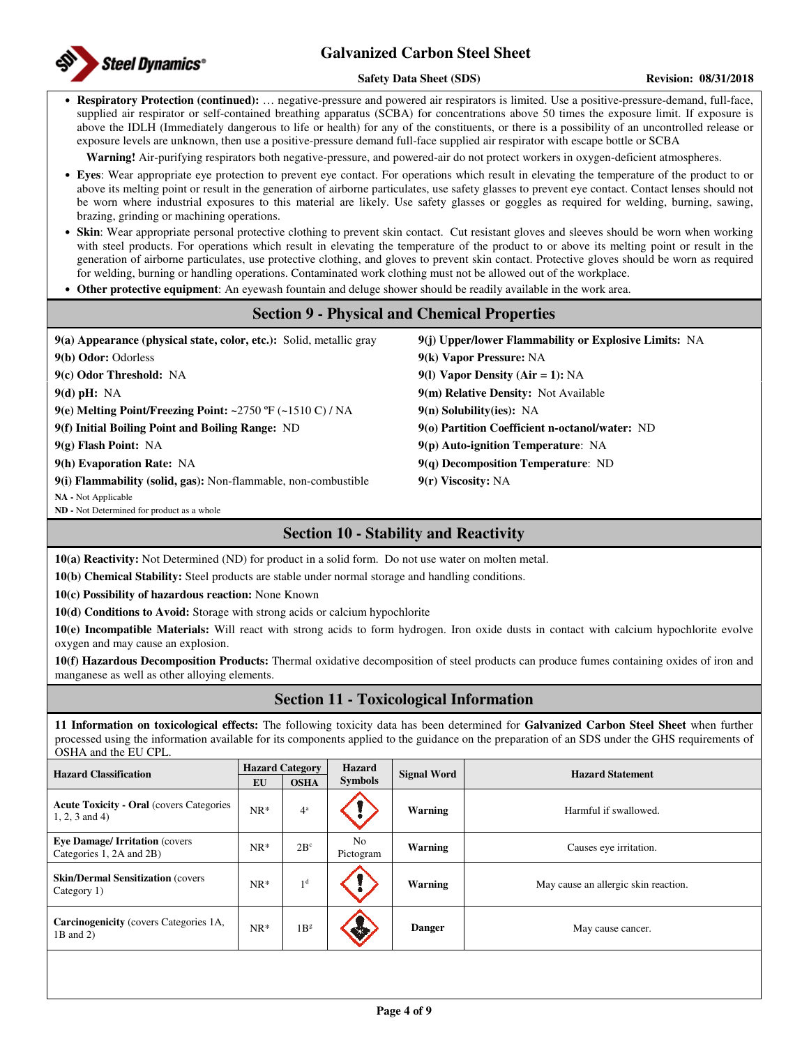- **Respiratory Protection (continued):** … negative-pressure and powered air respirators is limited. Use a positive-pressure-demand, full-face, supplied air respirator or self-contained breathing apparatus (SCBA) for concentrations above 50 times the exposure limit. If exposure is above the IDLH (Immediately dangerous to life or health) for any of the constituents, or there is a possibility of an uncontrolled release or exposure levels are unknown, then use a positive-pressure demand full-face supplied air respirator with escape bottle or SCBA

  **Warning!** Air-purifying respirators both negative-pressure, and powered-air do not protect workers in oxygen-deficient atmospheres.

- **Eyes**: Wear appropriate eye protection to prevent eye contact. For operations which result in elevating the temperature of the product to or above its melting point or result in the generation of airborne particulates, use safety glasses to prevent eye contact. Contact lenses should not be worn where industrial exposures to this material are likely. Use safety glasses or goggles as required for welding, burning, sawing, brazing, grinding or machining operations.
- **Skin**: Wear appropriate personal protective clothing to prevent skin contact. Cut resistant gloves and sleeves should be worn when working with steel products. For operations which result in elevating the temperature of the product to or above its melting point or result in the generation of airborne particulates, use protective clothing, and gloves to prevent skin contact. Protective gloves should be worn as required for welding, burning or handling operations. Contaminated work clothing must not be allowed out of the workplace.
- **Other protective equipment**: An eyewash fountain and deluge shower should be readily available in the work area.

## Section 9 - Physical and Chemical Properties

**9(a) Appearance (physical state, color, etc.):** Solid, metallic gray

**9(b) Odor:** Odorless

**9(c) Odor Threshold:** NA

**9(d) pH:** NA

**9(e) Melting Point/Freezing Point:** ~2750 ºF (~1510 C) / NA

**9(f) Initial Boiling Point and Boiling Range:** ND

**9(g) Flash Point:** NA

**9(h) Evaporation Rate:** NA

**9(i) Flammability (solid, gas):** Non-flammable, non-combustible

**9(j) Upper/lower Flammability or Explosive Limits:** NA

**9(k) Vapor Pressure:** NA

**9(l) Vapor Density (Air = 1):** NA

**9(m) Relative Density:** Not Available

**9(n) Solubility(ies):** NA

**9(o) Partition Coefficient n-octanol/water:** ND

**9(p) Auto-ignition Temperature**: NA

**9(q) Decomposition Temperature**: ND

**9(r) Viscosity:** NA

**NA -** Not Applicable
**ND -** Not Determined for product as a whole

## Section 10 - Stability and Reactivity

**10(a) Reactivity:** Not Determined (ND) for product in a solid form. Do not use water on molten metal.

**10(b) Chemical Stability:** Steel products are stable under normal storage and handling conditions.

**10(c) Possibility of hazardous reaction:** None Known

**10(d) Conditions to Avoid:** Storage with strong acids or calcium hypochlorite

**10(e) Incompatible Materials:** Will react with strong acids to form hydrogen. Iron oxide dusts in contact with calcium hypochlorite evolve oxygen and may cause an explosion.

**10(f) Hazardous Decomposition Products:** Thermal oxidative decomposition of steel products can produce fumes containing oxides of iron and manganese as well as other alloying elements.

## Section 11 - Toxicological Information

**11 Information on toxicological effects:** The following toxicity data has been determined for **Galvanized Carbon Steel Sheet** when further processed using the information available for its components applied to the guidance on the preparation of an SDS under the GHS requirements of OSHA and the EU CPL.

| Hazard Classification | Hazard Category | | Hazard Symbols | Signal Word | Hazard Statement |
|---|---|---|---|---|---|
| | EU | OSHA | | | |
| **Acute Toxicity - Oral** (covers Categories 1, 2, 3 and 4) | NR* | 4[a] | | **Warning** | Harmful if swallowed. |
| **Eye Damage/ Irritation** (covers Categories 1, 2A and 2B) | NR* | 2B[c] | No Pictogram | **Warning** | Causes eye irritation. |
| **Skin/Dermal Sensitization** (covers Category 1) | NR* | 1[d] | | **Warning** | May cause an allergic skin reaction. |
| **Carcinogenicity** (covers Categories 1A, 1B and 2) | NR* | 1B[g] | | **Danger** | May cause cancer. |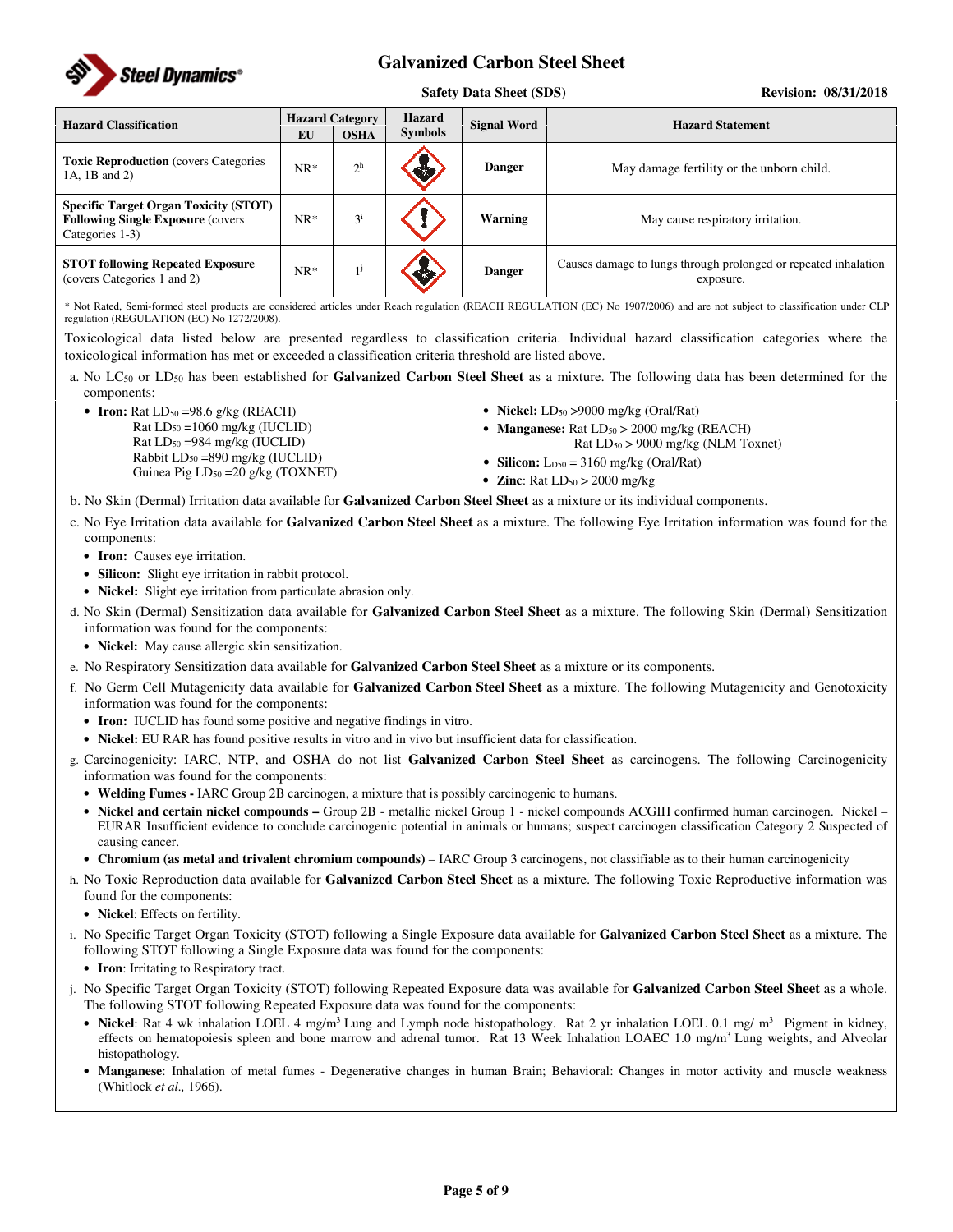| Hazard Classification | Hazard Category | | Hazard Symbols | Signal Word | Hazard Statement |
|---|---|---|---|---|---|
| | EU | OSHA | | | |
| **Toxic Reproduction** (covers Categories 1A, 1B and 2) | NR* | 2[h] | | **Danger** | May damage fertility or the unborn child. |
| **Specific Target Organ Toxicity (STOT) Following Single Exposure** (covers Categories 1-3) | NR* | 3[i] | | **Warning** | May cause respiratory irritation. |
| **STOT following Repeated Exposure** (covers Categories 1 and 2) | NR* | 1[j] | | **Danger** | Causes damage to lungs through prolonged or repeated inhalation exposure. |

\* Not Rated, Semi-formed steel products are considered articles under Reach regulation (REACH REGULATION (EC) No 1907/2006) and are not subject to classification under CLP regulation (REGULATION (EC) No 1272/2008).

Toxicological data listed below are presented regardless to classification criteria. Individual hazard classification categories where the toxicological information has met or exceeded a classification criteria threshold are listed above.

a. No $LC_{50}$ or $LD_{50}$ has been established for **Galvanized Carbon Steel Sheet** as a mixture. The following data has been determined for the components:
   - **Iron:** Rat $LD_{50}$ =98.6 g/kg (REACH)
     Rat $LD_{50}$ =1060 mg/kg (IUCLID)
     Rat $LD_{50}$ =984 mg/kg (IUCLID)
     Rabbit $LD_{50}$ =890 mg/kg (IUCLID)
     Guinea Pig $LD_{50}$ =20 g/kg (TOXNET)
   - **Nickel:** $LD_{50}$ >9000 mg/kg (Oral/Rat)
   - **Manganese:** Rat $LD_{50}$ > 2000 mg/kg (REACH)
     Rat $LD_{50}$ > 9000 mg/kg (NLM Toxnet)
   - **Silicon:** $L_{D50}$ = 3160 mg/kg (Oral/Rat)
   - **Zinc**: Rat $LD_{50}$ > 2000 mg/kg

b. No Skin (Dermal) Irritation data available for **Galvanized Carbon Steel Sheet** as a mixture or its individual components.

c. No Eye Irritation data available for **Galvanized Carbon Steel Sheet** as a mixture. The following Eye Irritation information was found for the components:
   - **Iron:** Causes eye irritation.
   - **Silicon:** Slight eye irritation in rabbit protocol.
   - **Nickel:** Slight eye irritation from particulate abrasion only.

d. No Skin (Dermal) Sensitization data available for **Galvanized Carbon Steel Sheet** as a mixture. The following Skin (Dermal) Sensitization information was found for the components:
   - **Nickel:** May cause allergic skin sensitization.

e. No Respiratory Sensitization data available for **Galvanized Carbon Steel Sheet** as a mixture or its components.

f. No Germ Cell Mutagenicity data available for **Galvanized Carbon Steel Sheet** as a mixture. The following Mutagenicity and Genotoxicity information was found for the components:
   - **Iron:** IUCLID has found some positive and negative findings in vitro.
   - **Nickel:** EU RAR has found positive results in vitro and in vivo but insufficient data for classification.

g. Carcinogenicity: IARC, NTP, and OSHA do not list **Galvanized Carbon Steel Sheet** as carcinogens. The following Carcinogenicity information was found for the components:
   - **Welding Fumes -** IARC Group 2B carcinogen, a mixture that is possibly carcinogenic to humans.
   - **Nickel and certain nickel compounds –** Group 2B - metallic nickel Group 1 - nickel compounds ACGIH confirmed human carcinogen. Nickel – EURAR Insufficient evidence to conclude carcinogenic potential in animals or humans; suspect carcinogen classification Category 2 Suspected of causing cancer.
   - **Chromium (as metal and trivalent chromium compounds)** – IARC Group 3 carcinogens, not classifiable as to their human carcinogenicity

h. No Toxic Reproduction data available for **Galvanized Carbon Steel Sheet** as a mixture. The following Toxic Reproductive information was found for the components:
   - **Nickel**: Effects on fertility.

i. No Specific Target Organ Toxicity (STOT) following a Single Exposure data available for **Galvanized Carbon Steel Sheet** as a mixture. The following STOT following a Single Exposure data was found for the components:
   - **Iron**: Irritating to Respiratory tract.

j. No Specific Target Organ Toxicity (STOT) following Repeated Exposure data was available for **Galvanized Carbon Steel Sheet** as a whole. The following STOT following Repeated Exposure data was found for the components:
   - **Nickel**: Rat 4 wk inhalation LOEL 4 $mg/m^3$ Lung and Lymph node histopathology. Rat 2 yr inhalation LOEL 0.1 $mg/m^3$ Pigment in kidney, effects on hematopoiesis spleen and bone marrow and adrenal tumor. Rat 13 Week Inhalation LOAEC 1.0 $mg/m^3$ Lung weights, and Alveolar histopathology.
   - **Manganese**: Inhalation of metal fumes - Degenerative changes in human Brain; Behavioral: Changes in motor activity and muscle weakness (Whitlock *et al.,* 1966).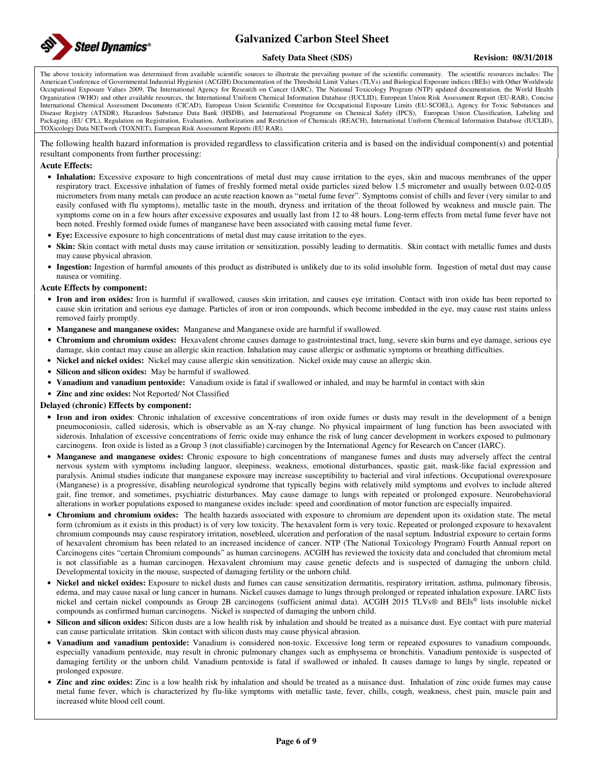The above toxicity information was determined from available scientific sources to illustrate the prevailing posture of the scientific community. The scientific resources includes: The American Conference of Governmental Industrial Hygienist (ACGIH) Documentation of the Threshold Limit Values (TLVs) and Biological Exposure indices (BEIs) with Other Worldwide Occupational Exposure Values 2009, The International Agency for Research on Cancer (IARC), The National Toxicology Program (NTP) updated documentation, the World Health Organization (WHO) and other available resources, the International Uniform Chemical Information Database (IUCLID), European Union Risk Assessment Report (EU-RAR), Concise International Chemical Assessment Documents (CICAD), European Union Scientific Committee for Occupational Exposure Limits (EU-SCOEL), Agency for Toxic Substances and Disease Registry (ATSDR), Hazardous Substance Data Bank (HSDB), and International Programme on Chemical Safety (IPCS). European Union Classification, Labeling and Packaging. (EU CPL), Regulation on Registration, Evaluation, Authorization and Restriction of Chemicals (REACH), International Uniform Chemical Information Database (IUCLID), TOXicology Data NETwork (TOXNET), European Risk Assessment Reports (EU RAR).

The following health hazard information is provided regardless to classification criteria and is based on the individual component(s) and potential resultant components from further processing:

**Acute Effects:**

- **Inhalation:** Excessive exposure to high concentrations of metal dust may cause irritation to the eyes, skin and mucous membranes of the upper respiratory tract. Excessive inhalation of fumes of freshly formed metal oxide particles sized below 1.5 micrometer and usually between 0.02-0.05 micrometers from many metals can produce an acute reaction known as "metal fume fever". Symptoms consist of chills and fever (very similar to and easily confused with flu symptoms), metallic taste in the mouth, dryness and irritation of the throat followed by weakness and muscle pain. The symptoms come on in a few hours after excessive exposures and usually last from 12 to 48 hours. Long-term effects from metal fume fever have not been noted. Freshly formed oxide fumes of manganese have been associated with causing metal fume fever.
- **Eye:** Excessive exposure to high concentrations of metal dust may cause irritation to the eyes.
- **Skin:** Skin contact with metal dusts may cause irritation or sensitization, possibly leading to dermatitis. Skin contact with metallic fumes and dusts may cause physical abrasion.
- **Ingestion:** Ingestion of harmful amounts of this product as distributed is unlikely due to its solid insoluble form. Ingestion of metal dust may cause nausea or vomiting.

**Acute Effects by component:**

- **Iron and iron oxides:** Iron is harmful if swallowed, causes skin irritation, and causes eye irritation. Contact with iron oxide has been reported to cause skin irritation and serious eye damage. Particles of iron or iron compounds, which become imbedded in the eye, may cause rust stains unless removed fairly promptly.
- **Manganese and manganese oxides:** Manganese and Manganese oxide are harmful if swallowed.
- **Chromium and chromium oxides:** Hexavalent chrome causes damage to gastrointestinal tract, lung, severe skin burns and eye damage, serious eye damage, skin contact may cause an allergic skin reaction. Inhalation may cause allergic or asthmatic symptoms or breathing difficulties.
- **Nickel and nickel oxides:** Nickel may cause allergic skin sensitization. Nickel oxide may cause an allergic skin.
- **Silicon and silicon oxides:** May be harmful if swallowed.
- **Vanadium and vanadium pentoxide:** Vanadium oxide is fatal if swallowed or inhaled, and may be harmful in contact with skin
- **Zinc and zinc oxides:** Not Reported/ Not Classified

**Delayed (chronic) Effects by component:**

- **Iron and iron oxides**: Chronic inhalation of excessive concentrations of iron oxide fumes or dusts may result in the development of a benign pneumoconiosis, called siderosis, which is observable as an X-ray change. No physical impairment of lung function has been associated with siderosis. Inhalation of excessive concentrations of ferric oxide may enhance the risk of lung cancer development in workers exposed to pulmonary carcinogens. Iron oxide is listed as a Group 3 (not classifiable) carcinogen by the International Agency for Research on Cancer (IARC).
- **Manganese and manganese oxides:** Chronic exposure to high concentrations of manganese fumes and dusts may adversely affect the central nervous system with symptoms including languor, sleepiness, weakness, emotional disturbances, spastic gait, mask-like facial expression and paralysis. Animal studies indicate that manganese exposure may increase susceptibility to bacterial and viral infections. Occupational overexposure (Manganese) is a progressive, disabling neurological syndrome that typically begins with relatively mild symptoms and evolves to include altered gait, fine tremor, and sometimes, psychiatric disturbances. May cause damage to lungs with repeated or prolonged exposure. Neurobehavioral alterations in worker populations exposed to manganese oxides include: speed and coordination of motor function are especially impaired.
- **Chromium and chromium oxides:** The health hazards associated with exposure to chromium are dependent upon its oxidation state. The metal form (chromium as it exists in this product) is of very low toxicity. The hexavalent form is very toxic. Repeated or prolonged exposure to hexavalent chromium compounds may cause respiratory irritation, nosebleed, ulceration and perforation of the nasal septum. Industrial exposure to certain forms of hexavalent chromium has been related to an increased incidence of cancer. NTP (The National Toxicology Program) Fourth Annual report on Carcinogens cites "certain Chromium compounds" as human carcinogens. ACGIH has reviewed the toxicity data and concluded that chromium metal is not classifiable as a human carcinogen. Hexavalent chromium may cause genetic defects and is suspected of damaging the unborn child. Developmental toxicity in the mouse, suspected of damaging fertility or the unborn child.
- **Nickel and nickel oxides:** Exposure to nickel dusts and fumes can cause sensitization dermatitis, respiratory irritation, asthma, pulmonary fibrosis, edema, and may cause nasal or lung cancer in humans. Nickel causes damage to lungs through prolonged or repeated inhalation exposure. IARC lists nickel and certain nickel compounds as Group 2B carcinogens (sufficient animal data). ACGIH 2015 TLVs® and BEIs® lists insoluble nickel compounds as confirmed human carcinogens. Nickel is suspected of damaging the unborn child.
- **Silicon and silicon oxides:** Silicon dusts are a low health risk by inhalation and should be treated as a nuisance dust. Eye contact with pure material can cause particulate irritation. Skin contact with silicon dusts may cause physical abrasion.
- **Vanadium and vanadium pentoxide:** Vanadium is considered non-toxic. Excessive long term or repeated exposures to vanadium compounds, especially vanadium pentoxide, may result in chronic pulmonary changes such as emphysema or bronchitis. Vanadium pentoxide is suspected of damaging fertility or the unborn child. Vanadium pentoxide is fatal if swallowed or inhaled. It causes damage to lungs by single, repeated or prolonged exposure.
- **Zinc and zinc oxides:** Zinc is a low health risk by inhalation and should be treated as a nuisance dust. Inhalation of zinc oxide fumes may cause metal fume fever, which is characterized by flu-like symptoms with metallic taste, fever, chills, cough, weakness, chest pain, muscle pain and increased white blood cell count.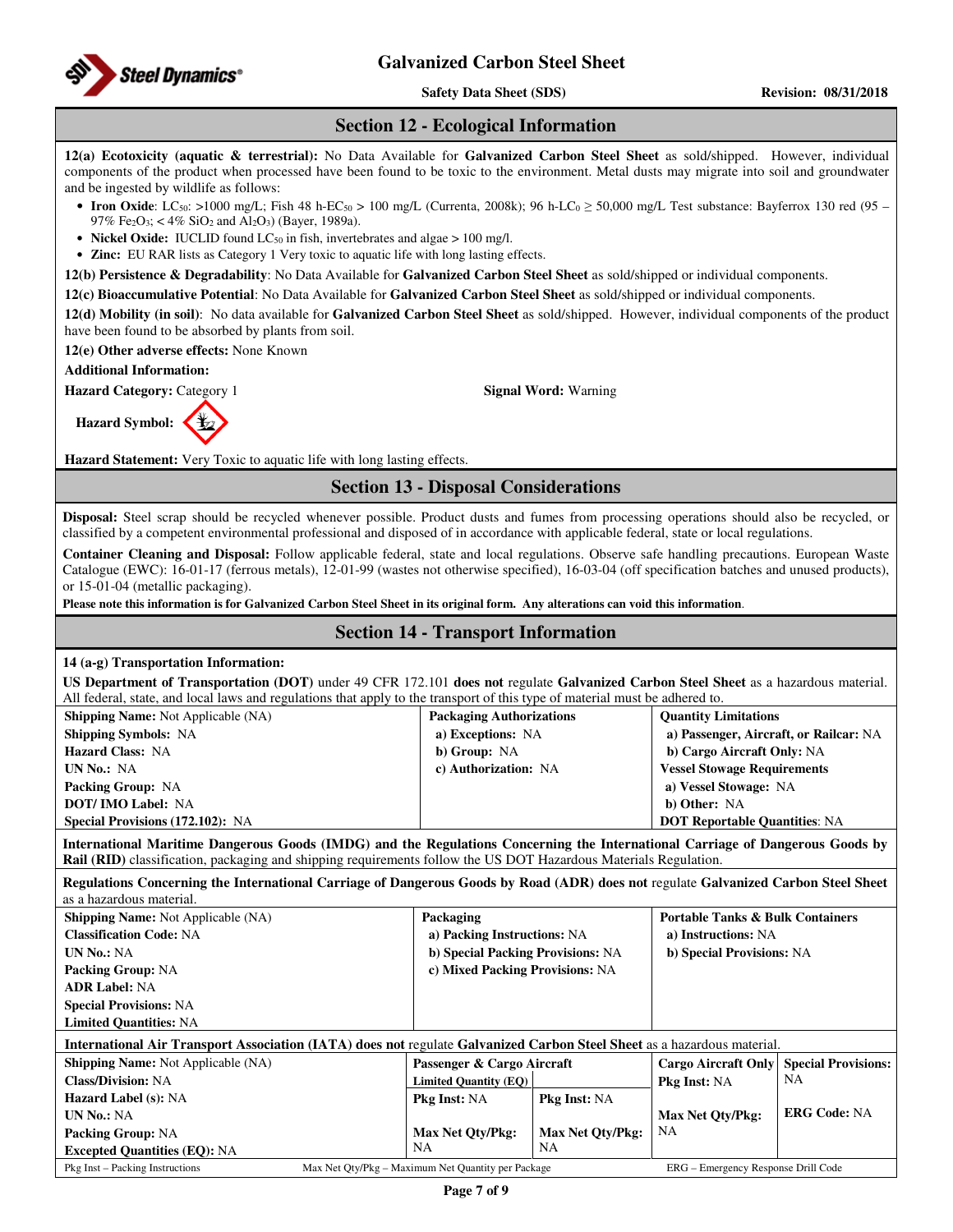## Section 12 - Ecological Information

**12(a) Ecotoxicity (aquatic & terrestrial):** No Data Available for **Galvanized Carbon Steel Sheet** as sold/shipped. However, individual components of the product when processed have been found to be toxic to the environment. Metal dusts may migrate into soil and groundwater and be ingested by wildlife as follows:

- **Iron Oxide**: $LC_{50}$: >1000 mg/L; Fish 48 h-$EC_{50}$ > 100 mg/L (Currenta, 2008k); 96 h-$LC_0$ ≥ 50,000 mg/L Test substance: Bayferrox 130 red (95 – 97% $Fe_2O_3$; < 4% $SiO_2$ and $Al_2O_3$) (Bayer, 1989a).
- **Nickel Oxide:** IUCLID found $LC_{50}$ in fish, invertebrates and algae > 100 mg/l.
- **Zinc:** EU RAR lists as Category 1 Very toxic to aquatic life with long lasting effects.

**12(b) Persistence & Degradability**: No Data Available for **Galvanized Carbon Steel Sheet** as sold/shipped or individual components.

**12(c) Bioaccumulative Potential**: No Data Available for **Galvanized Carbon Steel Sheet** as sold/shipped or individual components.

**12(d) Mobility (in soil)**: No data available for **Galvanized Carbon Steel Sheet** as sold/shipped. However, individual components of the product have been found to be absorbed by plants from soil.

**12(e) Other adverse effects:** None Known

**Additional Information:**

**Hazard Category:** Category 1

**Signal Word:** Warning

**Hazard Symbol:**

**Hazard Statement:** Very Toxic to aquatic life with long lasting effects.

## Section 13 - Disposal Considerations

**Disposal:** Steel scrap should be recycled whenever possible. Product dusts and fumes from processing operations should also be recycled, or classified by a competent environmental professional and disposed of in accordance with applicable federal, state or local regulations.

**Container Cleaning and Disposal:** Follow applicable federal, state and local regulations. Observe safe handling precautions. European Waste Catalogue (EWC): 16-01-17 (ferrous metals), 12-01-99 (wastes not otherwise specified), 16-03-04 (off specification batches and unused products), or 15-01-04 (metallic packaging).

**Please note this information is for Galvanized Carbon Steel Sheet in its original form. Any alterations can void this information**.

## Section 14 - Transport Information

**14 (a-g) Transportation Information:**

**US Department of Transportation (DOT)** under 49 CFR 172.101 **does not** regulate **Galvanized Carbon Steel Sheet** as a hazardous material. All federal, state, and local laws and regulations that apply to the transport of this type of material must be adhered to.

| | | |
|---|---|---|
| **Shipping Name:** Not Applicable (NA) | **Packaging Authorizations** | **Quantity Limitations** |
| **Shipping Symbols:** NA | **a) Exceptions:** NA | **a) Passenger, Aircraft, or Railcar:** NA |
| **Hazard Class:** NA | **b) Group:** NA | **b) Cargo Aircraft Only:** NA |
| **UN No.:** NA | **c) Authorization:** NA | **Vessel Stowage Requirements** |
| **Packing Group:** NA | | **a) Vessel Stowage:** NA |
| **DOT/ IMO Label:** NA | | **b) Other:** NA |
| **Special Provisions (172.102):** NA | | **DOT Reportable Quantities**: NA |

**International Maritime Dangerous Goods (IMDG) and the Regulations Concerning the International Carriage of Dangerous Goods by Rail (RID)** classification, packaging and shipping requirements follow the US DOT Hazardous Materials Regulation.

**Regulations Concerning the International Carriage of Dangerous Goods by Road (ADR) does not** regulate **Galvanized Carbon Steel Sheet** as a hazardous material.

| | | |
|---|---|---|
| **Shipping Name:** Not Applicable (NA) | **Packaging** | **Portable Tanks & Bulk Containers** |
| **Classification Code:** NA | **a) Packing Instructions:** NA | **a) Instructions:** NA |
| **UN No.:** NA | **b) Special Packing Provisions:** NA | **b) Special Provisions:** NA |
| **Packing Group:** NA | **c) Mixed Packing Provisions:** NA | |
| **ADR Label:** NA | | |
| **Special Provisions:** NA | | |
| **Limited Quantities:** NA | | |

**International Air Transport Association (IATA) does not** regulate **Galvanized Carbon Steel Sheet** as a hazardous material.

| | | | | |
|---|---|---|---|---|
| **Shipping Name:** Not Applicable (NA) | **Passenger & Cargo Aircraft** | | **Cargo Aircraft Only** | **Special Provisions:** NA |
| **Class/Division:** NA | **Limited Quantity (EQ)** | | **Pkg Inst:** NA | |
| **Hazard Label (s):** NA | **Pkg Inst:** NA | **Pkg Inst:** NA | | |
| **UN No.:** NA | | | **Max Net Qty/Pkg:** NA | **ERG Code:** NA |
| **Packing Group:** NA | **Max Net Qty/Pkg:** NA | **Max Net Qty/Pkg:** NA | | |
| **Excepted Quantities (EQ):** NA | | | | |

Pkg Inst – Packing Instructions  Max Net Qty/Pkg – Maximum Net Quantity per Package  ERG – Emergency Response Drill Code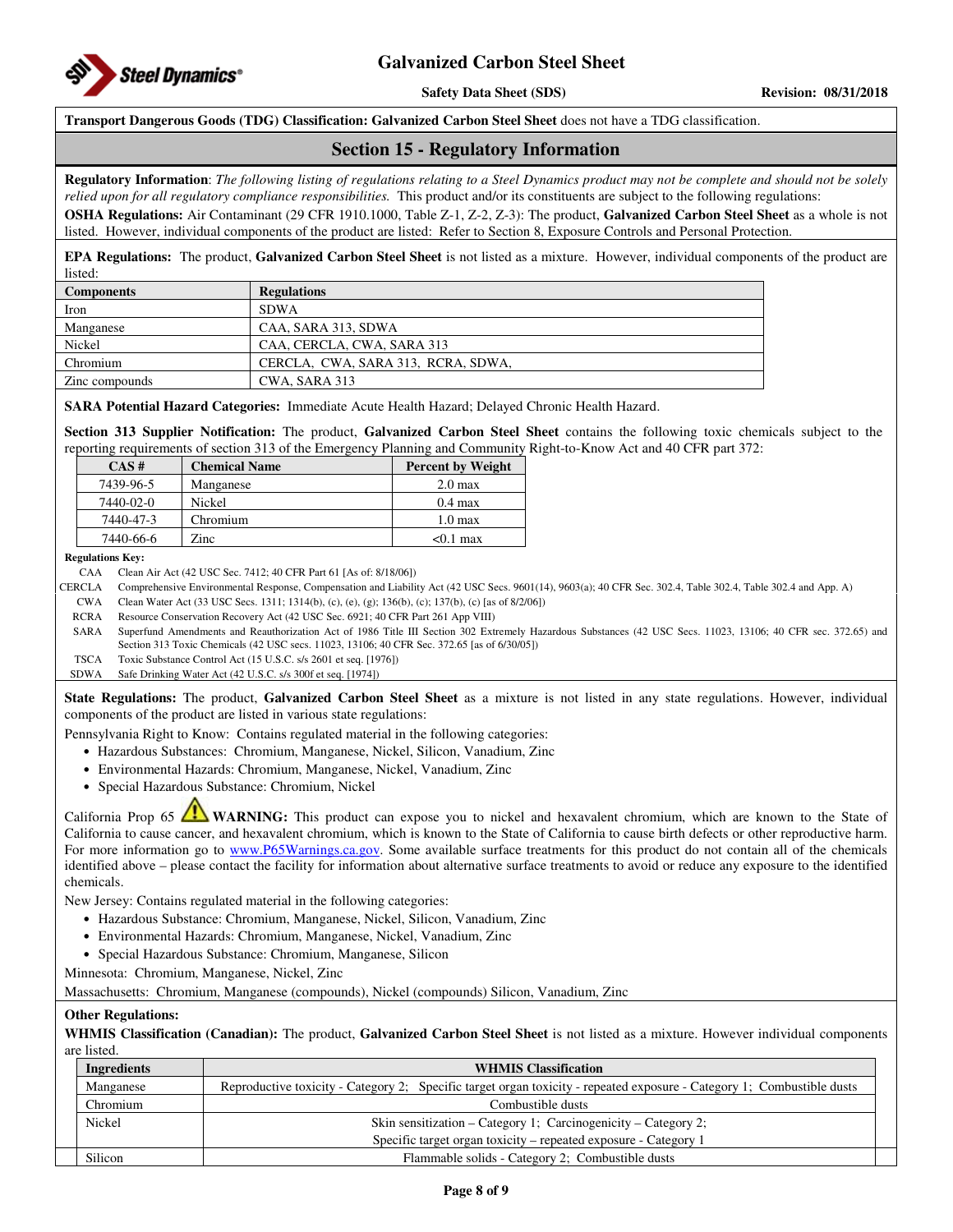**Transport Dangerous Goods (TDG) Classification: Galvanized Carbon Steel Sheet** does not have a TDG classification.

## Section 15 - Regulatory Information

**Regulatory Information**: *The following listing of regulations relating to a Steel Dynamics product may not be complete and should not be solely relied upon for all regulatory compliance responsibilities.* This product and/or its constituents are subject to the following regulations:

**OSHA Regulations:** Air Contaminant (29 CFR 1910.1000, Table Z-1, Z-2, Z-3): The product, **Galvanized Carbon Steel Sheet** as a whole is not listed. However, individual components of the product are listed: Refer to Section 8, Exposure Controls and Personal Protection.

**EPA Regulations:** The product, **Galvanized Carbon Steel Sheet** is not listed as a mixture. However, individual components of the product are listed:

| Components | Regulations |
|---|---|
| Iron | SDWA |
| Manganese | CAA, SARA 313, SDWA |
| Nickel | CAA, CERCLA, CWA, SARA 313 |
| Chromium | CERCLA, CWA, SARA 313, RCRA, SDWA, |
| Zinc compounds | CWA, SARA 313 |

**SARA Potential Hazard Categories:** Immediate Acute Health Hazard; Delayed Chronic Health Hazard.

**Section 313 Supplier Notification:** The product, **Galvanized Carbon Steel Sheet** contains the following toxic chemicals subject to the reporting requirements of section 313 of the Emergency Planning and Community Right-to-Know Act and 40 CFR part 372:

| CAS # | Chemical Name | Percent by Weight |
|---|---|---|
| 7439-96-5 | Manganese | 2.0 max |
| 7440-02-0 | Nickel | 0.4 max |
| 7440-47-3 | Chromium | 1.0 max |
| 7440-66-6 | Zinc | <0.1 max |

**Regulations Key:**

| | |
|---|---|
| CAA | Clean Air Act (42 USC Sec. 7412; 40 CFR Part 61 [As of: 8/18/06]) |
| CERCLA | Comprehensive Environmental Response, Compensation and Liability Act (42 USC Secs. 9601(14), 9603(a); 40 CFR Sec. 302.4, Table 302.4, Table 302.4 and App. A) |
| CWA | Clean Water Act (33 USC Secs. 1311; 1314(b), (c), (e), (g); 136(b), (c); 137(b), (c) [as of 8/2/06]) |
| RCRA | Resource Conservation Recovery Act (42 USC Sec. 6921; 40 CFR Part 261 App VIII) |
| SARA | Superfund Amendments and Reauthorization Act of 1986 Title III Section 302 Extremely Hazardous Substances (42 USC Secs. 11023, 13106; 40 CFR sec. 372.65) and Section 313 Toxic Chemicals (42 USC secs. 11023, 13106; 40 CFR Sec. 372.65 [as of 6/30/05]) |
| TSCA | Toxic Substance Control Act (15 U.S.C. s/s 2601 et seq. [1976]) |
| SDWA | Safe Drinking Water Act (42 U.S.C. s/s 300f et seq. [1974]) |

**State Regulations:** The product, **Galvanized Carbon Steel Sheet** as a mixture is not listed in any state regulations. However, individual components of the product are listed in various state regulations:

Pennsylvania Right to Know: Contains regulated material in the following categories:

- Hazardous Substances: Chromium, Manganese, Nickel, Silicon, Vanadium, Zinc
- Environmental Hazards: Chromium, Manganese, Nickel, Vanadium, Zinc
- Special Hazardous Substance: Chromium, Nickel

California Prop 65 ⚠ **WARNING:** This product can expose you to nickel and hexavalent chromium, which are known to the State of California to cause cancer, and hexavalent chromium, which is known to the State of California to cause birth defects or other reproductive harm. For more information go to www.P65Warnings.ca.gov. Some available surface treatments for this product do not contain all of the chemicals identified above – please contact the facility for information about alternative surface treatments to avoid or reduce any exposure to the identified chemicals.

New Jersey: Contains regulated material in the following categories:

- Hazardous Substance: Chromium, Manganese, Nickel, Silicon, Vanadium, Zinc
- Environmental Hazards: Chromium, Manganese, Nickel, Vanadium, Zinc
- Special Hazardous Substance: Chromium, Manganese, Silicon

Minnesota: Chromium, Manganese, Nickel, Zinc

Massachusetts: Chromium, Manganese (compounds), Nickel (compounds) Silicon, Vanadium, Zinc

**Other Regulations:**

**WHMIS Classification (Canadian):** The product, **Galvanized Carbon Steel Sheet** is not listed as a mixture. However individual components are listed.

| Ingredients | WHMIS Classification |
|---|---|
| Manganese | Reproductive toxicity - Category 2; Specific target organ toxicity - repeated exposure - Category 1; Combustible dusts |
| Chromium | Combustible dusts |
| Nickel | Skin sensitization – Category 1; Carcinogenicity – Category 2; Specific target organ toxicity – repeated exposure - Category 1 |
| Silicon | Flammable solids - Category 2; Combustible dusts |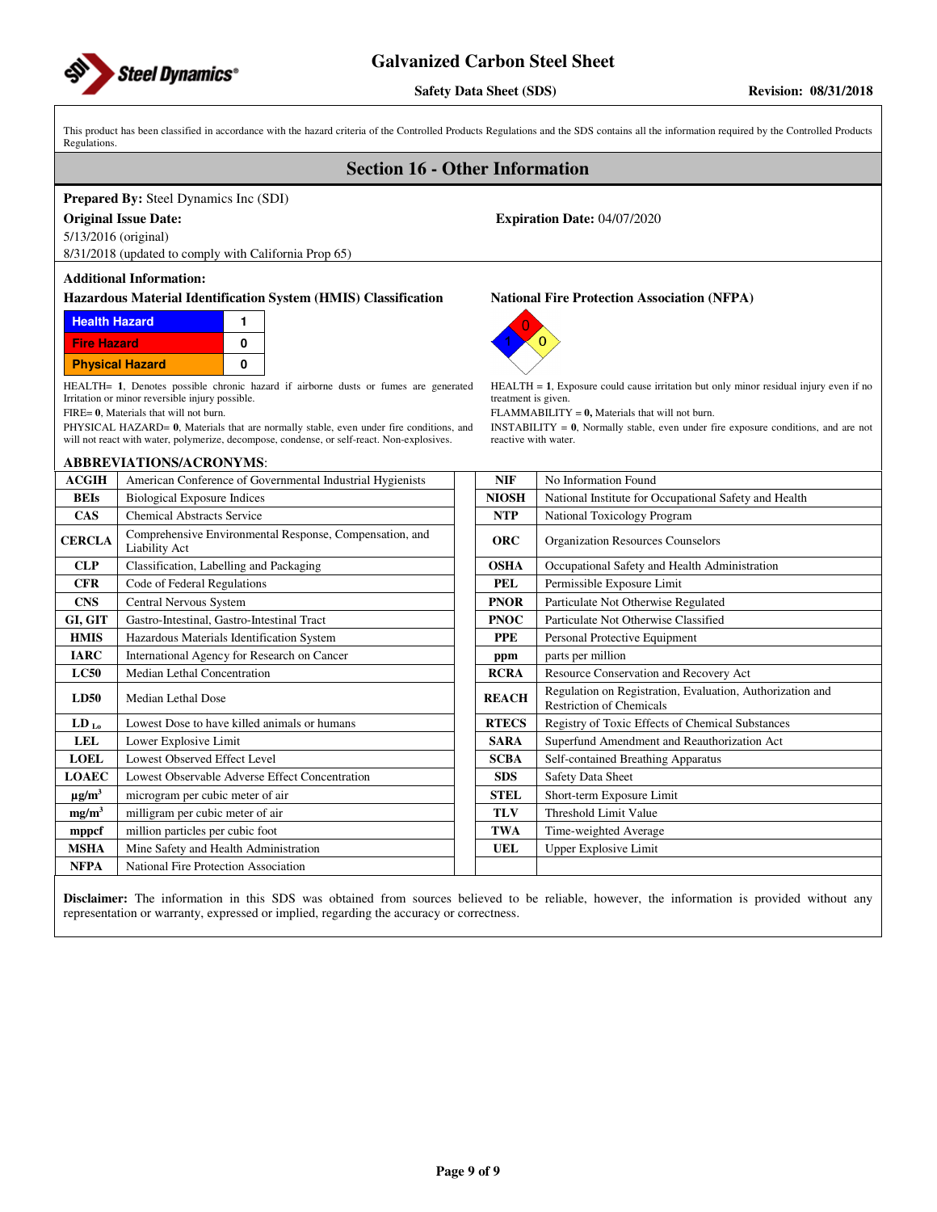This product has been classified in accordance with the hazard criteria of the Controlled Products Regulations and the SDS contains all the information required by the Controlled Products Regulations.

## Section 16 - Other Information

**Prepared By:** Steel Dynamics Inc (SDI)

**Original Issue Date:**
5/13/2016 (original)
8/31/2018 (updated to comply with California Prop 65)

**Expiration Date:** 04/07/2020

**Additional Information:**

**Hazardous Material Identification System (HMIS) Classification**

| | |
|---|---|
| Health Hazard | 1 |
| Fire Hazard | 0 |
| Physical Hazard | 0 |

HEALTH= **1**, Denotes possible chronic hazard if airborne dusts or fumes are generated Irritation or minor reversible injury possible.

FIRE= **0**, Materials that will not burn.

PHYSICAL HAZARD= **0**, Materials that are normally stable, even under fire conditions, and will not react with water, polymerize, decompose, condense, or self-react. Non-explosives.

**National Fire Protection Association (NFPA)**

0
1
0

HEALTH = **1**, Exposure could cause irritation but only minor residual injury even if no treatment is given.

FLAMMABILITY = **0,** Materials that will not burn.

INSTABILITY = **0**, Normally stable, even under fire exposure conditions, and are not reactive with water.

**ABBREVIATIONS/ACRONYMS**:

| | | | |
|---|---|---|---|
| **ACGIH** | American Conference of Governmental Industrial Hygienists | **NIF** | No Information Found |
| **BEIs** | Biological Exposure Indices | **NIOSH** | National Institute for Occupational Safety and Health |
| **CAS** | Chemical Abstracts Service | **NTP** | National Toxicology Program |
| **CERCLA** | Comprehensive Environmental Response, Compensation, and Liability Act | **ORC** | Organization Resources Counselors |
| **CLP** | Classification, Labelling and Packaging | **OSHA** | Occupational Safety and Health Administration |
| **CFR** | Code of Federal Regulations | **PEL** | Permissible Exposure Limit |
| **CNS** | Central Nervous System | **PNOR** | Particulate Not Otherwise Regulated |
| **GI, GIT** | Gastro-Intestinal, Gastro-Intestinal Tract | **PNOC** | Particulate Not Otherwise Classified |
| **HMIS** | Hazardous Materials Identification System | **PPE** | Personal Protective Equipment |
| **IARC** | International Agency for Research on Cancer | **ppm** | parts per million |
| **LC50** | Median Lethal Concentration | **RCRA** | Resource Conservation and Recovery Act |
| **LD50** | Median Lethal Dose | **REACH** | Regulation on Registration, Evaluation, Authorization and Restriction of Chemicals |
| **$LD_{Lo}$** | Lowest Dose to have killed animals or humans | **RTECS** | Registry of Toxic Effects of Chemical Substances |
| **LEL** | Lower Explosive Limit | **SARA** | Superfund Amendment and Reauthorization Act |
| **LOEL** | Lowest Observed Effect Level | **SCBA** | Self-contained Breathing Apparatus |
| **LOAEC** | Lowest Observable Adverse Effect Concentration | **SDS** | Safety Data Sheet |
| **$\mu g/m^3$** | microgram per cubic meter of air | **STEL** | Short-term Exposure Limit |
| **$mg/m^3$** | milligram per cubic meter of air | **TLV** | Threshold Limit Value |
| **mppcf** | million particles per cubic foot | **TWA** | Time-weighted Average |
| **MSHA** | Mine Safety and Health Administration | **UEL** | Upper Explosive Limit |
| **NFPA** | National Fire Protection Association | | |

**Disclaimer:** The information in this SDS was obtained from sources believed to be reliable, however, the information is provided without any representation or warranty, expressed or implied, regarding the accuracy or correctness.